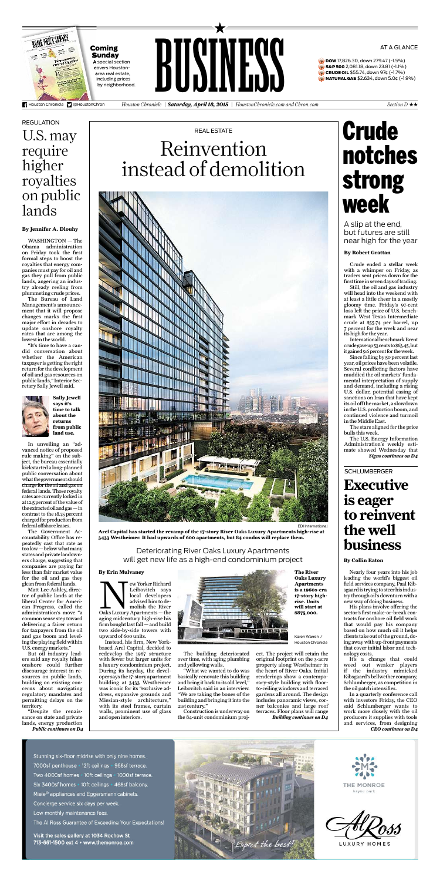# BUSINESS

**Coming Sunday**
A special section covers Houston-area real estate, including prices by neighborhood.

AT A GLANCE

- **DOW** 17,826.30, down 279.47 (-1.5%)
- **S&P 500** 2,081.18, down 23.81 (-1.1%)
- **CRUDE OIL** $55.74, down 97¢ (-1.7%)
- **NATURAL GAS** $2.634, down 5.0¢ (-1.9%)

Houston Chronicle @HoustonChron | *Houston Chronicle | **Saturday, April 18, 2015** | HoustonChronicle.com and Chron.com* | *Section D*

REGULATION

## U.S. may require higher royalties on public lands

**By Jennifer A. Dlouhy**

WASHINGTON — The Obama administration on Friday took the first formal steps to boost the royalties that energy companies must pay for oil and gas they pull from public lands, angering an industry already reeling from plummeting crude prices.

The Bureau of Land Management's announcement that it will propose changes marks the first major effort in decades to update onshore royalty rates that are among the lowest in the world.

"It's time to have a candid conversation about whether the American taxpayer is getting the right return for the development of oil and gas resources on public lands," Interior Secretary Sally Jewell said.

**Sally Jewell says it's time to talk about the returns from public land use.**

In unveiling an "advanced notice of proposed rule making" on the subject, the bureau essentially kickstarted a long-planned public conversation about what the government should charge for the oil and gas on federal lands. Those royalty rates are currently locked in at 12.5 percent of the value of the extracted oil and gas — in contrast to the 18.75 percent charged for production from federal offshore leases.

The Government Accountability Office has repeatedly cast that rate as too low — below what many states and private landowners charge, suggesting that companies are paying far less than fair market value for the oil and gas they glean from federal lands.

Matt Lee-Ashley, director of public lands at the liberal Center for American Progress, called the administration's move "a common sense step toward delivering a fairer return for taxpayers from the oil and gas boom and leveling the playing field with U.S. energy markets."

But oil industry leaders said any royalty hikes onshore could further discourage interest in resources on public lands, building on existing concerns about navigating regulatory mandates and permitting delays on the territory.

"Despite the renaissance on state and private lands, energy production

***Public continues on D4***

REAL ESTATE

## Reinvention instead of demolition

**Arel Capital has started the revamp of the 17-story River Oaks Luxury Apartments high-rise at 3433 Westheimer. It had upwards of 600 apartments, but 84 condos will replace them.**

EDI International

### Deteriorating River Oaks Luxury Apartments will get new life as a high-end condominium project

**By Erin Mulvaney**

New Yorker Richard Leibovitch says local developers advised him to demolish the River Oaks Luxury Apartments — the aging midcentury high-rise his firm bought last fall — and build two side-by-side towers with upward of 600 units.

Instead, his firm, New York-based Arel Capital, decided to redevelop the 1967 structure with fewer but larger units for a luxury condominium project. During its heyday, the developer says the 17-story apartment building at 3433 Westheimer was iconic for its "exclusive address, expansive grounds and Miesian-style architecture," with its steel frames, curtain walls, prominent use of glass and open interiors.

**The River Oaks Luxury Apartments is a 1960s-era 17-story high-rise. Units will start at $875,000.**

Karen Warren / Houston Chronicle

The building deteriorated over time, with aging plumbing and yellowing walls.

"What we wanted to do was basically renovate this building and bring it back to its old level," Leibovitch said in an interview. "We are taking the bones of the building and bringing it into the 21st century."

Construction is underway on the 84-unit condominium project. The project will retain the original footprint on the 3-acre property along Westheimer in the heart of River Oaks. Initial renderings show a contemporary-style building with floor-to-ceiling windows and terraced gardens all around. The design includes panoramic views, corner balconies and large roof terraces. Floor plans will range

***Building continues on D4***

# Crude notches strong week

A slip at the end, but futures are still near high for the year

**By Robert Grattan**

Crude ended a stellar week with a whimper on Friday, as traders sent prices down for the first time in seven days of trading.

Still, the oil and gas industry will head into the weekend with at least a little cheer in a mostly gloomy time. Friday's 97-cent loss left the price of U.S. benchmark West Texas Intermediate crude at $55.74 per barrel, up 7 percent for the week and near its high for the year.

International benchmark Brent crude gave up 53 cents to $63.45, but it gained 9.6 percent for the week.

Since falling by 50 percent last year, oil prices have been volatile. Several conflicting factors have muddied the oil markets' fundamental interpretation of supply and demand, including a rising U.S. dollar, potential easing of sanctions on Iran that have kept its oil off the market, a slowdown in the U.S. production boom, and continued violence and turmoil in the Middle East.

The stars aligned for the price bulls this week.

The U.S. Energy Information Administration's weekly estimate showed Wednesday that

***Signs continues on D4***

SCHLUMBERGER

## Executive is eager to reinvent the well business

**By Collin Eaton**

Nearly four years into his job leading the world's biggest oil field services company, Paal Kibsgaard is trying to steer his industry through oil's downturn with a new way of doing business.

His plans involve offering the sector's first make-or-break contracts for onshore oil field work that would pay his company based on how much oil it helps clients take out of the ground, doing away with up-front payments that cover initial labor and technology costs.

It's a change that could weed out weaker players if the industry mimicked Kibsgaard's bellwether company, Schlumberger, as competition in the oil patch intensifies.

In a quarterly conference call with investors Friday, the CEO said Schlumberger wants to work more closely with the oil producers it supplies with tools and services, from designing

***CEO continues on D4***

Stunning six-floor midrise with only nine homes.
7000sf penthouse · 12ft ceilings · 968sf terrace.
Two 4000sf homes · 10ft ceilings · 1000sf terrace.
Six 3400sf homes · 10ft ceilings · 468sf balcony.
Miele® appliances and Eggersmann cabinets.
Concierge service six days per week.
Low monthly maintenance fees.
The Al Ross Guarantee of Exceeding Your Expectations!

Visit the sales gallery at 1034 Rochow St
713-661-1500 ext 4 • www.themonroe.com

Expect the best!

THE MONROE bayou park

Al Ross LUXURY HOMES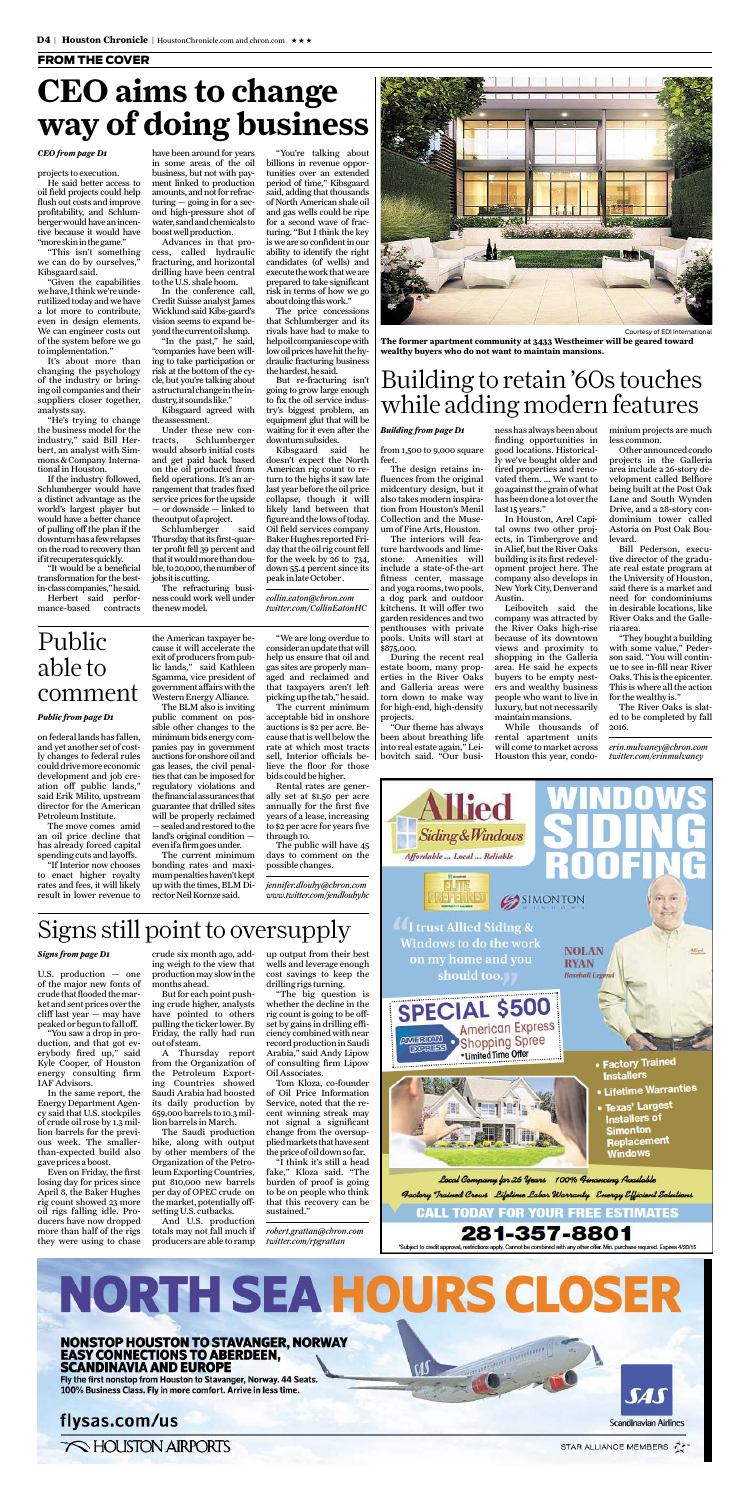FROM THE COVER

# CEO aims to change way of doing business

*CEO from page D1*

projects to execution.

He said better access to oil field projects could help flush out costs and improve profitability, and Schlumberger would have an incentive because it would have "more skin in the game."

"This isn't something we can do by ourselves," Kibsgaard said.

"Given the capabilities we have, I think we're underutilized today and we have a lot more to contribute, even in design elements. We can engineer costs out of the system before we go to implementation."

It's about more than changing the psychology of the industry or bringing oil companies and their suppliers closer together, analysts say.

"He's trying to change the business model for the industry," said Bill Herbert, an analyst with Simmons & Company International in Houston.

If the industry followed, Schlumberger would have a distinct advantage as the world's largest player but would have a better chance of pulling off the plan if the downturn has a few relapses on the road to recovery than if it recuperates quickly.

"It would be a beneficial transformation for the best-in-class companies," he said.

Herbert said performance-based contracts have been around for years in some areas of the oil business, but not with payment linked to production amounts, and not for refracturing — going in for a second high-pressure shot of water, sand and chemicals to boost well production.

Advances in that process, called hydraulic fracturing, and horizontal drilling have been central to the U.S. shale boom.

In the conference call, Credit Suisse analyst James Wicklund said Kibsgaard's vision seems to expand beyond the current oil slump.

"In the past," he said, "companies have been willing to take participation or risk at the bottom of the cycle, but you're talking about a structural change in the industry, it sounds like."

Kibsgaard agreed with the assessment.

Under these new contracts, Schlumberger would absorb initial costs and get paid back based on the oil produced from field operations. It's an arrangement that trades fixed service prices for the upside — or downside — linked to the output of a project.

Schlumberger said Thursday that its first-quarter profit fell 39 percent and that it would more than double, to 20,000, the number of jobs it is cutting.

The refracturing business could work well under the new model.

"You're talking about billions in revenue opportunities over an extended period of time," Kibsgaard said, adding that thousands of North American shale oil and gas wells could be ripe for a second round of fracturing. "But I think the key is we are so confident in our ability to identify the right candidates (of wells) and execute the work that we are prepared to take significant risk in terms of how we go about doing this work."

The price concessions that Schlumberger and its rivals have had to make to help oil companies cope with low oil prices have hit the hydraulic fracturing business the hardest, he said.

But re-fracturing isn't going to grow large enough to fix the oil service industry's biggest problem, an equipment glut that will be waiting for it even after the downturn subsides.

Kibsgaard said he doesn't expect the North American rig count to return to the highs it saw late last year before the oil price collapse, though it will likely land between that figure and the lows of today. Oil field services company Baker Hughes reported Friday that the oil rig count fell for the week by 26 to 734, down 55.4 percent since its peak in late October.

*collin.eaton@chron.com*
*twitter.com/CollinEatonHC*

# Public able to comment

*Public from page D1*

on federal lands has fallen, and yet another set of costly changes to federal rules could drive more economic development and job creation off public lands," said Erik Milito, upstream director for the American Petroleum Institute.

The move comes amid an oil price decline that has already forced capital spending cuts and layoffs.

"If Interior now chooses to enact higher royalty rates and fees, it will likely result in lower revenue to the American taxpayer because it will accelerate the exit of producers from public lands," said Kathleen Sgamma, vice president of government affairs with the Western Energy Alliance.

The BLM also is inviting public comment on possible other changes to the minimum bids energy companies pay in government auctions for onshore oil and gas leases, the civil penalties that can be imposed for regulatory violations and the financial assurances that guarantee that drilled sites will be properly reclaimed — sealed and restored to the land's original condition — even if a firm goes under.

The current minimum bonding rates and maximum penalties haven't kept up with the times, BLM Director Neil Kornze said.

"We are long overdue to consider an update that will help us ensure that oil and gas sites are properly managed and reclaimed and that taxpayers aren't left picking up the tab," he said.

The current minimum acceptable bid in onshore auctions is $2 per acre. Because that is well below the rate at which most tracts sell, Interior officials believe the floor for those bids could be higher.

Rental rates are generally set at $1.50 per acre annually for the first five years of a lease, increasing to $2 per acre for years five through 10.

The public will have 45 days to comment on the possible changes.

*jennifer.dlouhy@chron.com*
*www.twitter.com/jendlouhyhc*

Courtesy of EDI International

**The former apartment community at 3433 Westheimer will be geared toward wealthy buyers who do not want to maintain mansions.**

# Building to retain '60s touches while adding modern features

*Building from page D1*

from 1,500 to 9,000 square feet.

The design retains influences from the original midcentury design, but it also takes modern inspiration from Houston's Menil Collection and the Museum of Fine Arts, Houston.

The interiors will feature hardwoods and limestone. Amenities will include a state-of-the-art fitness center, massage and yoga rooms, two pools, a dog park and outdoor kitchens. It will offer two garden residences and two penthouses with private pools. Units will start at $875,000.

During the recent real estate boom, many properties in the River Oaks and Galleria areas were torn down to make way for high-end, high-density projects.

"Our theme has always been about breathing life into real estate again," Leibovitch said. "Our business has always been about finding opportunities in good locations. Historically we've bought older and tired properties and renovated them. … We want to go against the grain of what has been done a lot over the last 15 years."

In Houston, Arel Capital owns two other projects, in Timbergrove and in Alief, but the River Oaks building is its first redevelopment project here. The company also develops in New York City, Denver and Austin.

Leibovitch said the company was attracted by the River Oaks high-rise because of its downtown views and proximity to shopping in the Galleria area. He said he expects buyers to be empty nesters and wealthy business people who want to live in luxury, but not necessarily maintain mansions.

While thousands of rental apartment units will come to market across Houston this year, condominium projects are much less common.

Other announced condo projects in the Galleria area include a 26-story development called Belfiore being built at the Post Oak Lane and South Wynden Drive, and a 28-story condominium tower called Astoria on Post Oak Boulevard.

Bill Pederson, executive director of the graduate real estate program at the University of Houston, said there is a market and need for condominiums in desirable locations, like River Oaks and the Galleria area.

"They bought a building with some value," Pederson said. "You will continue to see in-fill near River Oaks. This is the epicenter. This is where all the action for the wealthy is."

The River Oaks is slated to be completed by fall 2016.

*erin.mulvaney@chron.com*
*twitter.com/erinmulvaney*

# Signs still point to oversupply

*Signs from page D1*

U.S. production — one of the major new fonts of crude that flooded the market and sent prices over the cliff last year — may have peaked or begun to fall off.

"You saw a drop in production, and that got everybody fired up," said Kyle Cooper, of Houston energy consulting firm IAF Advisors.

In the same report, the Energy Department Agency said that U.S. stockpiles of crude oil rose by 1.3 million barrels for the previous week. The smaller-than-expected build also gave prices a boost.

Even on Friday, the first losing day for prices since April 8, the Baker Hughes rig count showed 23 more oil rigs falling idle. Producers have now dropped more than half of the rigs they were using to chase crude six month ago, adding weigh to the view that production may slow in the months ahead.

But for each point pushing crude higher, analysts have pointed to others pulling the ticker lower. By Friday, the rally had run out of steam.

A Thursday report from the Organization of the Petroleum Exporting Countries showed Saudi Arabia had boosted its daily production by 659,000 barrels to 10.3 million barrels in March.

The Saudi production hike, along with output by other members of the Organization of the Petroleum Exporting Countries, put 810,000 new barrels per day of OPEC crude on the market, potentially offsetting U.S. cutbacks.

And U.S. production totals may not fall much if producers are able to ramp up output from their best wells and leverage enough cost savings to keep the drilling rigs turning.

"The big question is whether the decline in the rig count is going to be offset by gains in drilling efficiency combined with near record production in Saudi Arabia," said Andy Lipow of consulting firm Lipow Oil Associates.

Tom Kloza, co-founder of Oil Price Information Service, noted that the recent winning streak may not signal a significant change from the oversupplied markets that have sent the price of oil down so far.

"I think it's still a head fake," Kloza said. "The burden of proof is going to be on people who think that this recovery can be sustained."

*robert.grattan@chron.com*
*twitter.com/rpgrattan*